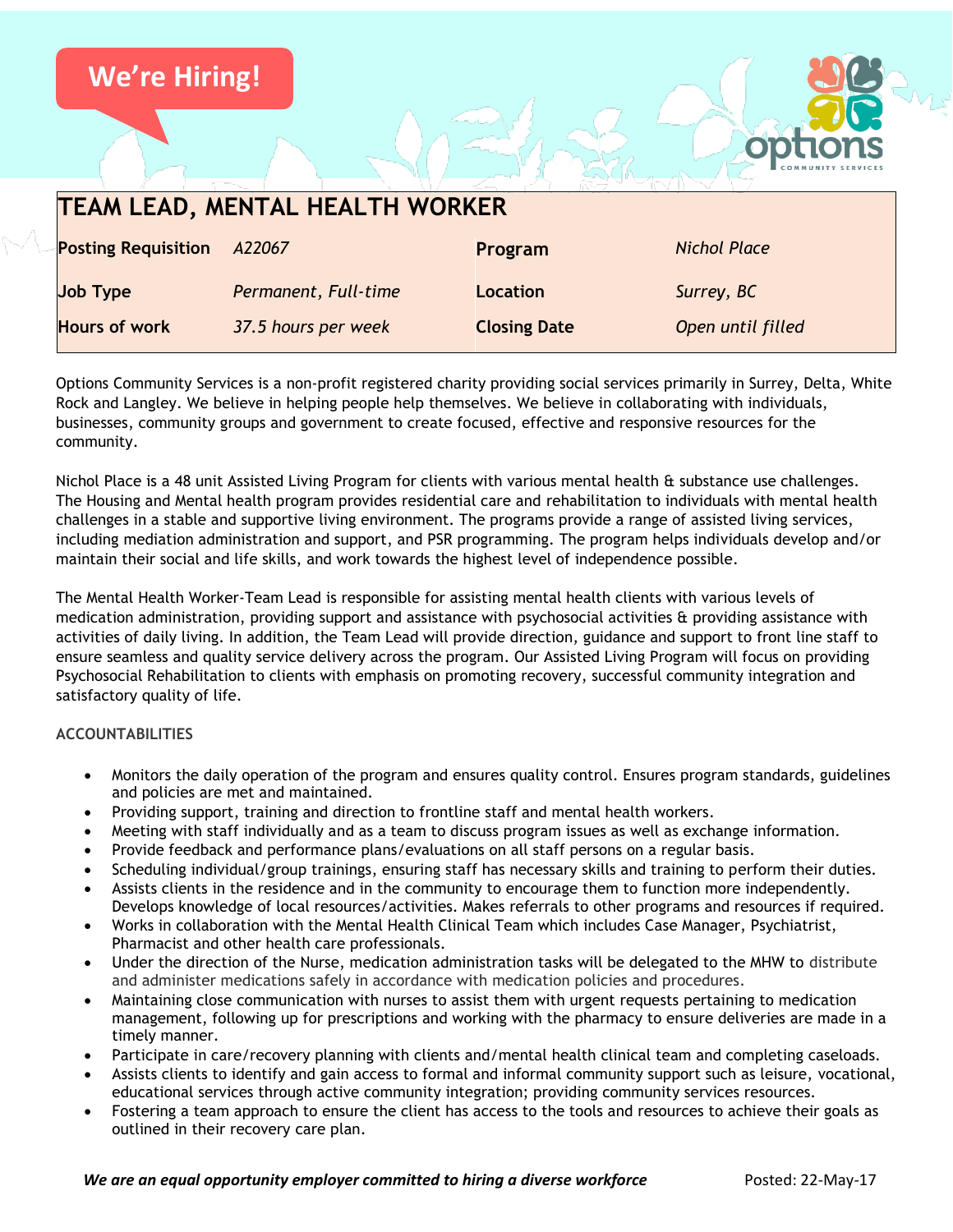We're Hiring!

# TEAM LEAD, MENTAL HEALTH WORKER

| **Posting Requisition** | *A22067* | **Program** | *Nichol Place* |
|---|---|---|---|
| **Job Type** | *Permanent, Full-time* | **Location** | *Surrey, BC* |
| **Hours of work** | *37.5 hours per week* | **Closing Date** | *Open until filled* |

Options Community Services is a non-profit registered charity providing social services primarily in Surrey, Delta, White Rock and Langley. We believe in helping people help themselves. We believe in collaborating with individuals, businesses, community groups and government to create focused, effective and responsive resources for the community.

Nichol Place is a 48 unit Assisted Living Program for clients with various mental health & substance use challenges. The Housing and Mental health program provides residential care and rehabilitation to individuals with mental health challenges in a stable and supportive living environment. The programs provide a range of assisted living services, including mediation administration and support, and PSR programming. The program helps individuals develop and/or maintain their social and life skills, and work towards the highest level of independence possible.

The Mental Health Worker-Team Lead is responsible for assisting mental health clients with various levels of medication administration, providing support and assistance with psychosocial activities & providing assistance with activities of daily living. In addition, the Team Lead will provide direction, guidance and support to front line staff to ensure seamless and quality service delivery across the program. Our Assisted Living Program will focus on providing Psychosocial Rehabilitation to clients with emphasis on promoting recovery, successful community integration and satisfactory quality of life.

**ACCOUNTABILITIES**

- Monitors the daily operation of the program and ensures quality control. Ensures program standards, guidelines and policies are met and maintained.
- Providing support, training and direction to frontline staff and mental health workers.
- Meeting with staff individually and as a team to discuss program issues as well as exchange information.
- Provide feedback and performance plans/evaluations on all staff persons on a regular basis.
- Scheduling individual/group trainings, ensuring staff has necessary skills and training to perform their duties.
- Assists clients in the residence and in the community to encourage them to function more independently. Develops knowledge of local resources/activities. Makes referrals to other programs and resources if required.
- Works in collaboration with the Mental Health Clinical Team which includes Case Manager, Psychiatrist, Pharmacist and other health care professionals.
- Under the direction of the Nurse, medication administration tasks will be delegated to the MHW to distribute and administer medications safely in accordance with medication policies and procedures.
- Maintaining close communication with nurses to assist them with urgent requests pertaining to medication management, following up for prescriptions and working with the pharmacy to ensure deliveries are made in a timely manner.
- Participate in care/recovery planning with clients and/mental health clinical team and completing caseloads.
- Assists clients to identify and gain access to formal and informal community support such as leisure, vocational, educational services through active community integration; providing community services resources.
- Fostering a team approach to ensure the client has access to the tools and resources to achieve their goals as outlined in their recovery care plan.

***We are an equal opportunity employer committed to hiring a diverse workforce***

Posted: 22-May-17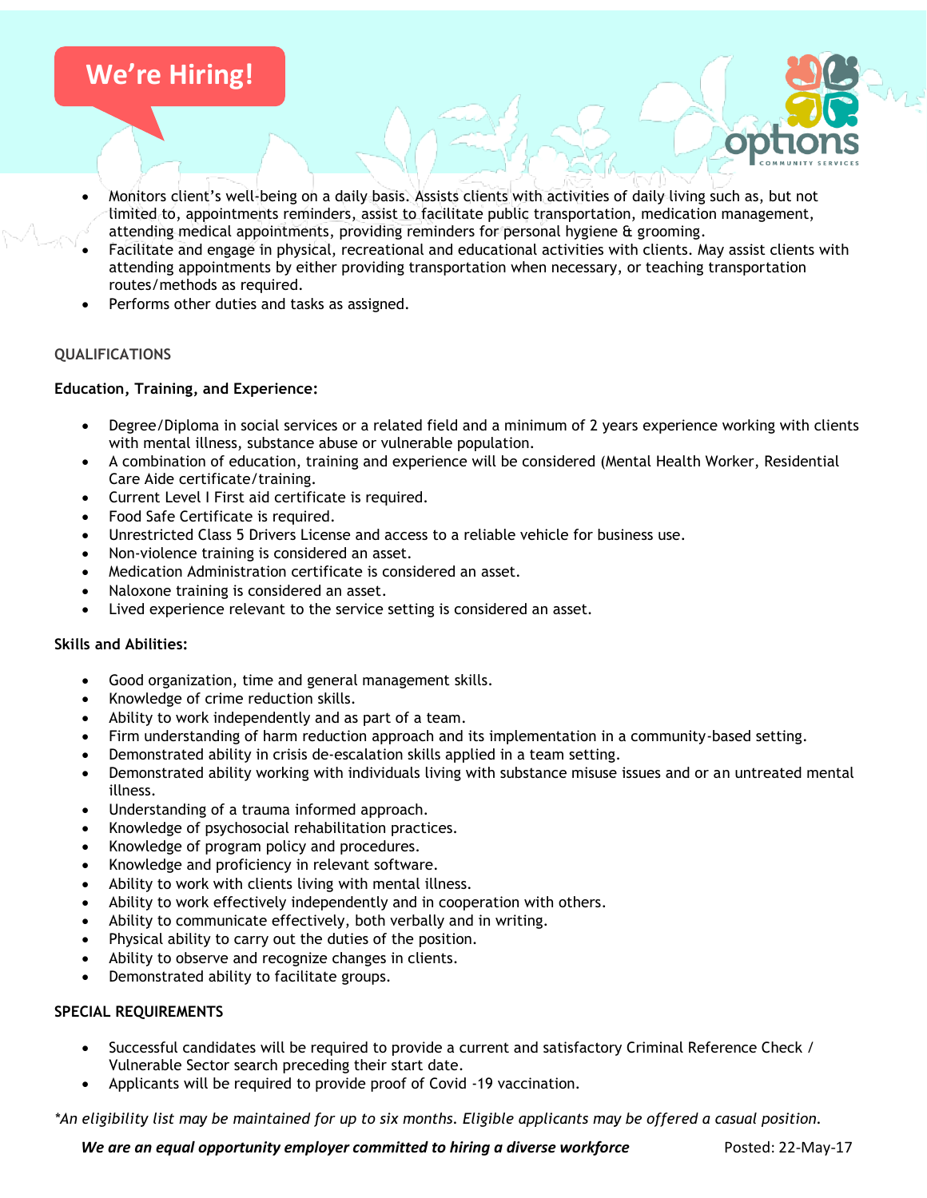# We're Hiring!

- Monitors client's well-being on a daily basis. Assists clients with activities of daily living such as, but not limited to, appointments reminders, assist to facilitate public transportation, medication management, attending medical appointments, providing reminders for personal hygiene & grooming.
- Facilitate and engage in physical, recreational and educational activities with clients. May assist clients with attending appointments by either providing transportation when necessary, or teaching transportation routes/methods as required.
- Performs other duties and tasks as assigned.

## QUALIFICATIONS

**Education, Training, and Experience:**

- Degree/Diploma in social services or a related field and a minimum of 2 years experience working with clients with mental illness, substance abuse or vulnerable population.
- A combination of education, training and experience will be considered (Mental Health Worker, Residential Care Aide certificate/training.
- Current Level I First aid certificate is required.
- Food Safe Certificate is required.
- Unrestricted Class 5 Drivers License and access to a reliable vehicle for business use.
- Non-violence training is considered an asset.
- Medication Administration certificate is considered an asset.
- Naloxone training is considered an asset.
- Lived experience relevant to the service setting is considered an asset.

**Skills and Abilities:**

- Good organization, time and general management skills.
- Knowledge of crime reduction skills.
- Ability to work independently and as part of a team.
- Firm understanding of harm reduction approach and its implementation in a community-based setting.
- Demonstrated ability in crisis de-escalation skills applied in a team setting.
- Demonstrated ability working with individuals living with substance misuse issues and or an untreated mental illness.
- Understanding of a trauma informed approach.
- Knowledge of psychosocial rehabilitation practices.
- Knowledge of program policy and procedures.
- Knowledge and proficiency in relevant software.
- Ability to work with clients living with mental illness.
- Ability to work effectively independently and in cooperation with others.
- Ability to communicate effectively, both verbally and in writing.
- Physical ability to carry out the duties of the position.
- Ability to observe and recognize changes in clients.
- Demonstrated ability to facilitate groups.

## SPECIAL REQUIREMENTS

- Successful candidates will be required to provide a current and satisfactory Criminal Reference Check / Vulnerable Sector search preceding their start date.
- Applicants will be required to provide proof of Covid -19 vaccination.

*\*An eligibility list may be maintained for up to six months. Eligible applicants may be offered a casual position.*

***We are an equal opportunity employer committed to hiring a diverse workforce*** Posted: 22-May-17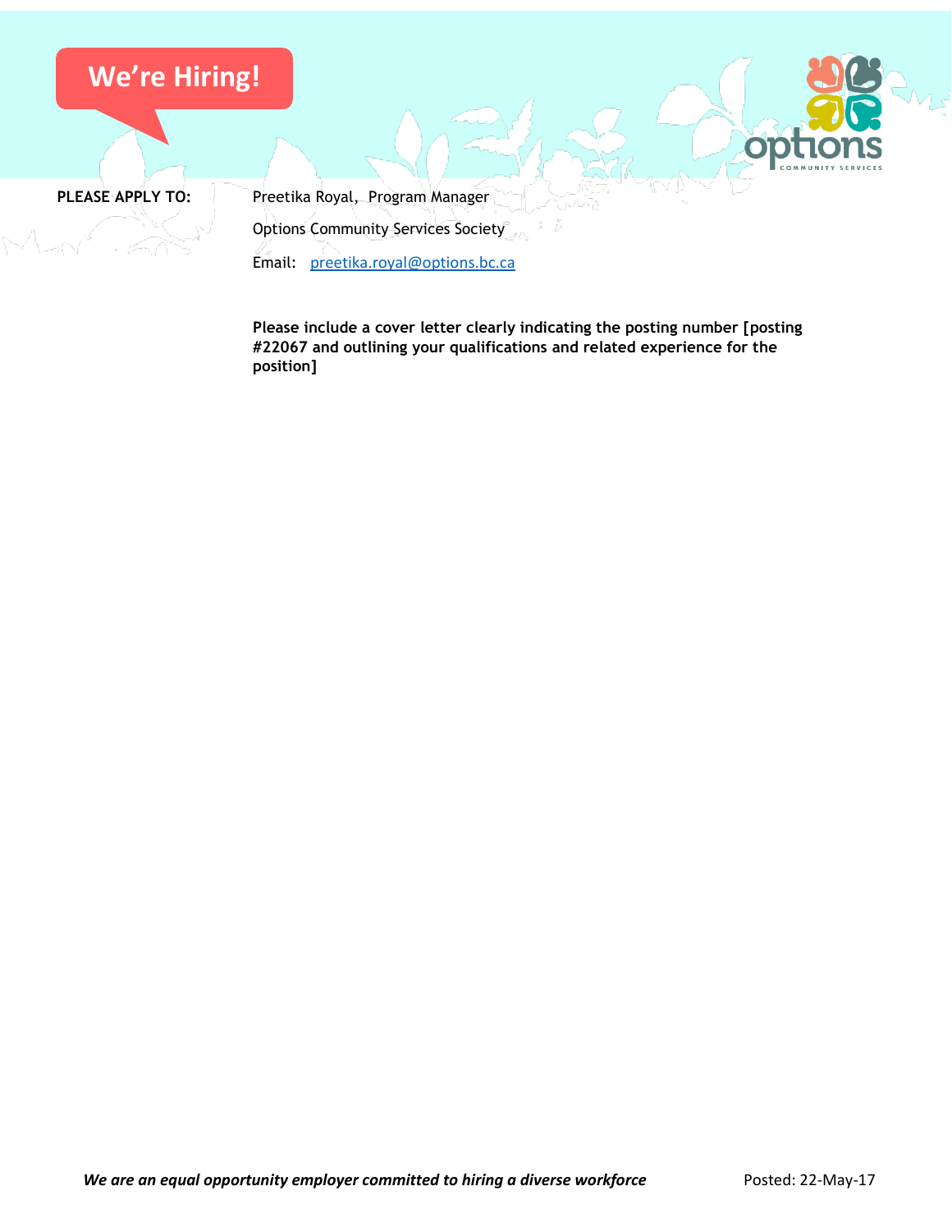We're Hiring!

**PLEASE APPLY TO:**

Preetika Royal, Program Manager

Options Community Services Society

Email: [preetika.royal@options.bc.ca](mailto:preetika.royal@options.bc.ca)

**Please include a cover letter clearly indicating the posting number [posting #22067 and outlining your qualifications and related experience for the position]**

***We are an equal opportunity employer committed to hiring a diverse workforce***

Posted: 22-May-17